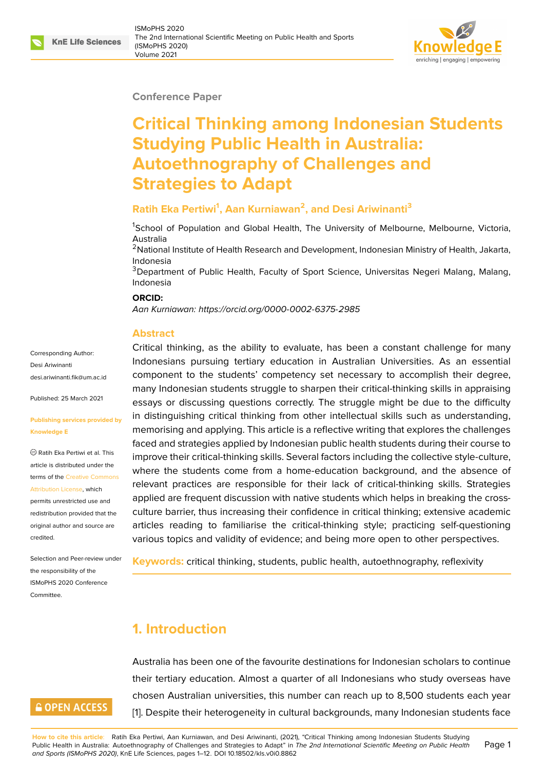Conference Paper

# Critical Thinking among Indonesian Students Studying Public Health in Australia: Autoethnography of Challenges and Strategies to Adapt

**Ratih Eka Pertiwi[1], Aan Kurniawan[2], and Desi Ariwinanti[3]**

[1]School of Population and Global Health, The University of Melbourne, Melbourne, Victoria, Australia

[2]National Institute of Health Research and Development, Indonesian Ministry of Health, Jakarta, Indonesia

[3]Department of Public Health, Faculty of Sport Science, Universitas Negeri Malang, Malang, Indonesia

**ORCID:**

*Aan Kurniawan: https://orcid.org/0000-0002-6375-2985*

Corresponding Author: Desi Ariwinanti desi.ariwinanti.fik@um.ac.id

Published: 25 March 2021

**Publishing services provided by Knowledge E**

© Ratih Eka Pertiwi et al. This article is distributed under the terms of the Creative Commons Attribution License, which permits unrestricted use and redistribution provided that the original author and source are credited.

Selection and Peer-review under the responsibility of the ISMoPHS 2020 Conference Committee.

## Abstract

Critical thinking, as the ability to evaluate, has been a constant challenge for many Indonesians pursuing tertiary education in Australian Universities. As an essential component to the students' competency set necessary to accomplish their degree, many Indonesian students struggle to sharpen their critical-thinking skills in appraising essays or discussing questions correctly. The struggle might be due to the difficulty in distinguishing critical thinking from other intellectual skills such as understanding, memorising and applying. This article is a reflective writing that explores the challenges faced and strategies applied by Indonesian public health students during their course to improve their critical-thinking skills. Several factors including the collective style-culture, where the students come from a home-education background, and the absence of relevant practices are responsible for their lack of critical-thinking skills. Strategies applied are frequent discussion with native students which helps in breaking the cross-culture barrier, thus increasing their confidence in critical thinking; extensive academic articles reading to familiarise the critical-thinking style; practicing self-questioning various topics and validity of evidence; and being more open to other perspectives.

**Keywords:** critical thinking, students, public health, autoethnography, reflexivity

## 1. Introduction

Australia has been one of the favourite destinations for Indonesian scholars to continue their tertiary education. Almost a quarter of all Indonesians who study overseas have chosen Australian universities, this number can reach up to 8,500 students each year [1]. Despite their heterogeneity in cultural backgrounds, many Indonesian students face

**How to cite this article**: Ratih Eka Pertiwi, Aan Kurniawan, and Desi Ariwinanti, (2021), "Critical Thinking among Indonesian Students Studying Public Health in Australia: Autoethnography of Challenges and Strategies to Adapt" in *The 2nd International Scientific Meeting on Public Health and Sports (ISMoPHS 2020)*, KnE Life Sciences, pages 1–12. DOI 10.18502/kls.v0i0.8862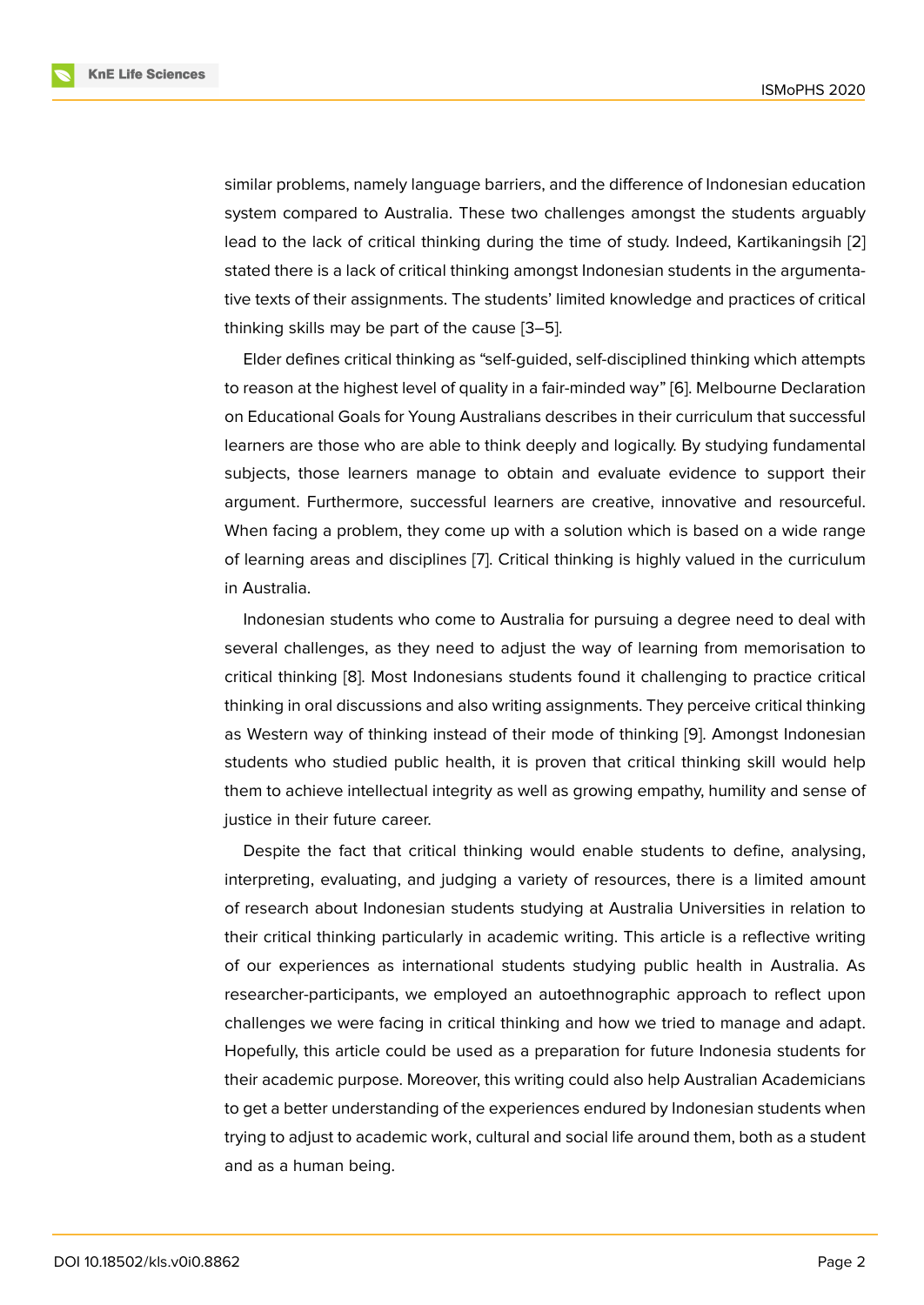similar problems, namely language barriers, and the difference of Indonesian education system compared to Australia. These two challenges amongst the students arguably lead to the lack of critical thinking during the time of study. Indeed, Kartikaningsih [2] stated there is a lack of critical thinking amongst Indonesian students in the argumentative texts of their assignments. The students' limited knowledge and practices of critical thinking skills may be part of the cause [3–5].

Elder defines critical thinking as "self-guided, self-disciplined thinking which attempts to reason at the highest level of quality in a fair-minded way" [6]. Melbourne Declaration on Educational Goals for Young Australians describes in their curriculum that successful learners are those who are able to think deeply and logically. By studying fundamental subjects, those learners manage to obtain and evaluate evidence to support their argument. Furthermore, successful learners are creative, innovative and resourceful. When facing a problem, they come up with a solution which is based on a wide range of learning areas and disciplines [7]. Critical thinking is highly valued in the curriculum in Australia.

Indonesian students who come to Australia for pursuing a degree need to deal with several challenges, as they need to adjust the way of learning from memorisation to critical thinking [8]. Most Indonesians students found it challenging to practice critical thinking in oral discussions and also writing assignments. They perceive critical thinking as Western way of thinking instead of their mode of thinking [9]. Amongst Indonesian students who studied public health, it is proven that critical thinking skill would help them to achieve intellectual integrity as well as growing empathy, humility and sense of justice in their future career.

Despite the fact that critical thinking would enable students to define, analysing, interpreting, evaluating, and judging a variety of resources, there is a limited amount of research about Indonesian students studying at Australia Universities in relation to their critical thinking particularly in academic writing. This article is a reflective writing of our experiences as international students studying public health in Australia. As researcher-participants, we employed an autoethnographic approach to reflect upon challenges we were facing in critical thinking and how we tried to manage and adapt. Hopefully, this article could be used as a preparation for future Indonesia students for their academic purpose. Moreover, this writing could also help Australian Academicians to get a better understanding of the experiences endured by Indonesian students when trying to adjust to academic work, cultural and social life around them, both as a student and as a human being.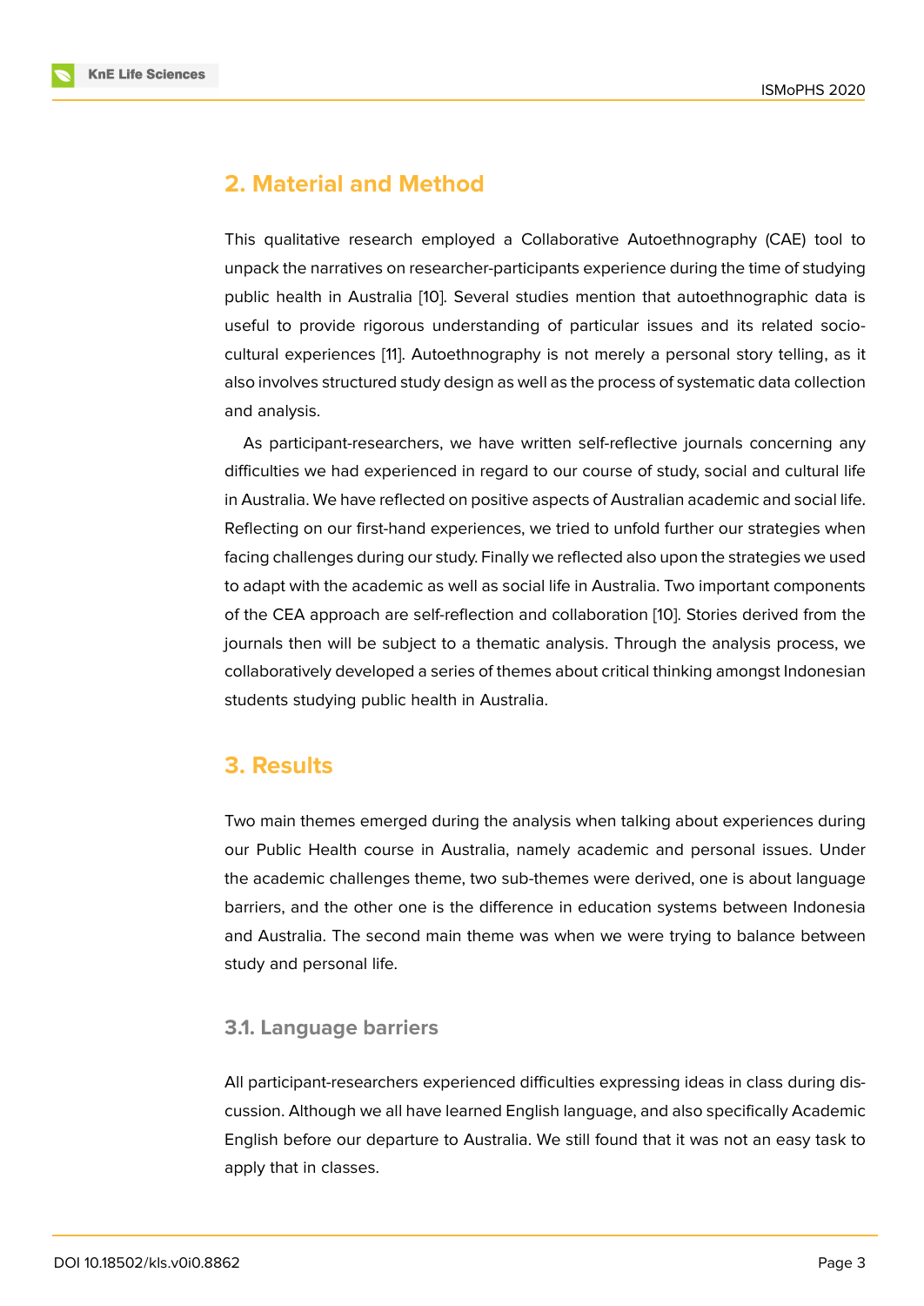## 2. Material and Method

This qualitative research employed a Collaborative Autoethnography (CAE) tool to unpack the narratives on researcher-participants experience during the time of studying public health in Australia [10]. Several studies mention that autoethnographic data is useful to provide rigorous understanding of particular issues and its related socio-cultural experiences [11]. Autoethnography is not merely a personal story telling, as it also involves structured study design as well as the process of systematic data collection and analysis.

As participant-researchers, we have written self-reflective journals concerning any difficulties we had experienced in regard to our course of study, social and cultural life in Australia. We have reflected on positive aspects of Australian academic and social life. Reflecting on our first-hand experiences, we tried to unfold further our strategies when facing challenges during our study. Finally we reflected also upon the strategies we used to adapt with the academic as well as social life in Australia. Two important components of the CEA approach are self-reflection and collaboration [10]. Stories derived from the journals then will be subject to a thematic analysis. Through the analysis process, we collaboratively developed a series of themes about critical thinking amongst Indonesian students studying public health in Australia.

## 3. Results

Two main themes emerged during the analysis when talking about experiences during our Public Health course in Australia, namely academic and personal issues. Under the academic challenges theme, two sub-themes were derived, one is about language barriers, and the other one is the difference in education systems between Indonesia and Australia. The second main theme was when we were trying to balance between study and personal life.

### 3.1. Language barriers

All participant-researchers experienced difficulties expressing ideas in class during discussion. Although we all have learned English language, and also specifically Academic English before our departure to Australia. We still found that it was not an easy task to apply that in classes.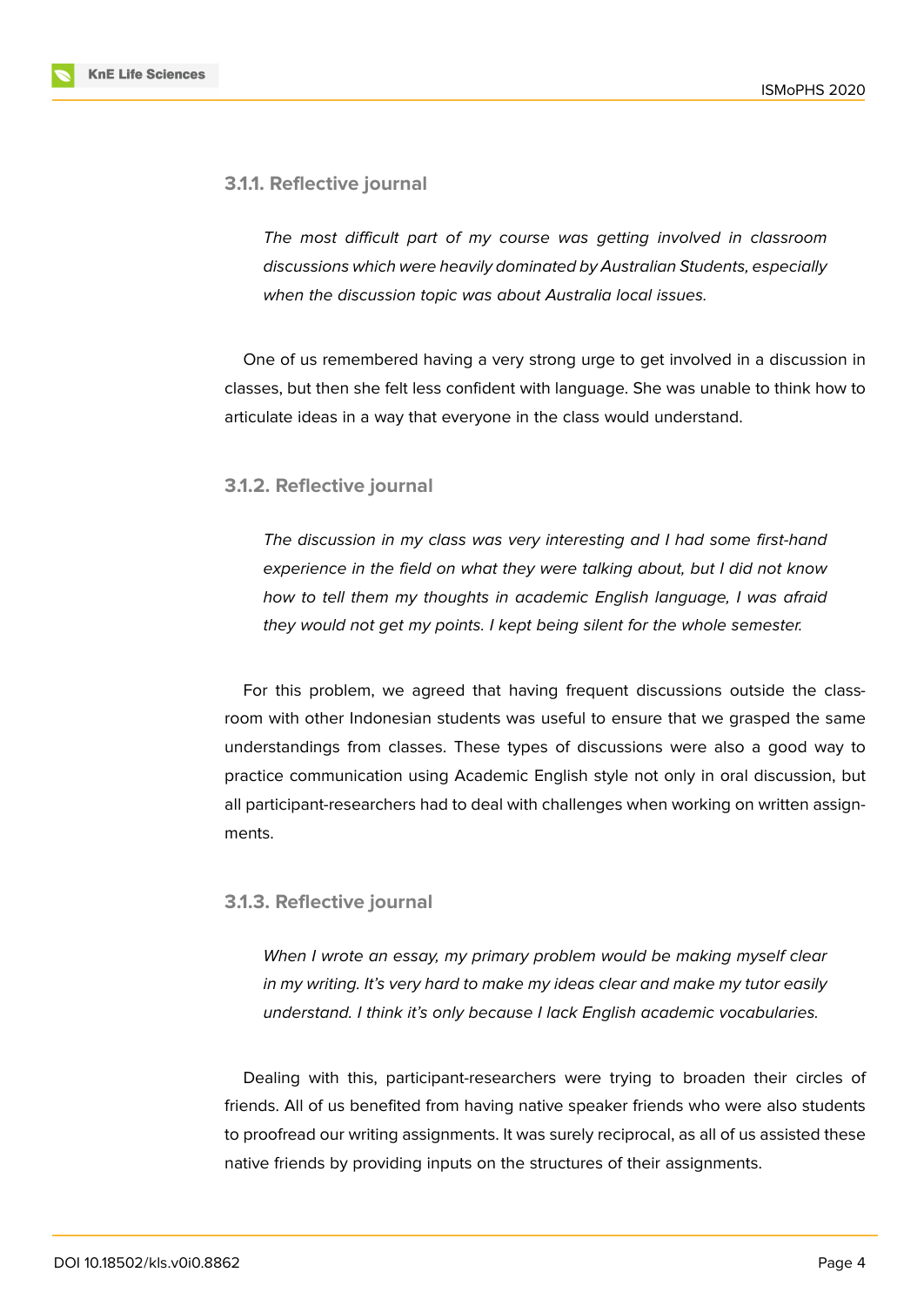#### 3.1.1. Reflective journal

> *The most difficult part of my course was getting involved in classroom discussions which were heavily dominated by Australian Students, especially when the discussion topic was about Australia local issues.*

One of us remembered having a very strong urge to get involved in a discussion in classes, but then she felt less confident with language. She was unable to think how to articulate ideas in a way that everyone in the class would understand.

#### 3.1.2. Reflective journal

> *The discussion in my class was very interesting and I had some first-hand experience in the field on what they were talking about, but I did not know how to tell them my thoughts in academic English language, I was afraid they would not get my points. I kept being silent for the whole semester.*

For this problem, we agreed that having frequent discussions outside the classroom with other Indonesian students was useful to ensure that we grasped the same understandings from classes. These types of discussions were also a good way to practice communication using Academic English style not only in oral discussion, but all participant-researchers had to deal with challenges when working on written assignments.

#### 3.1.3. Reflective journal

> *When I wrote an essay, my primary problem would be making myself clear in my writing. It's very hard to make my ideas clear and make my tutor easily understand. I think it's only because I lack English academic vocabularies.*

Dealing with this, participant-researchers were trying to broaden their circles of friends. All of us benefited from having native speaker friends who were also students to proofread our writing assignments. It was surely reciprocal, as all of us assisted these native friends by providing inputs on the structures of their assignments.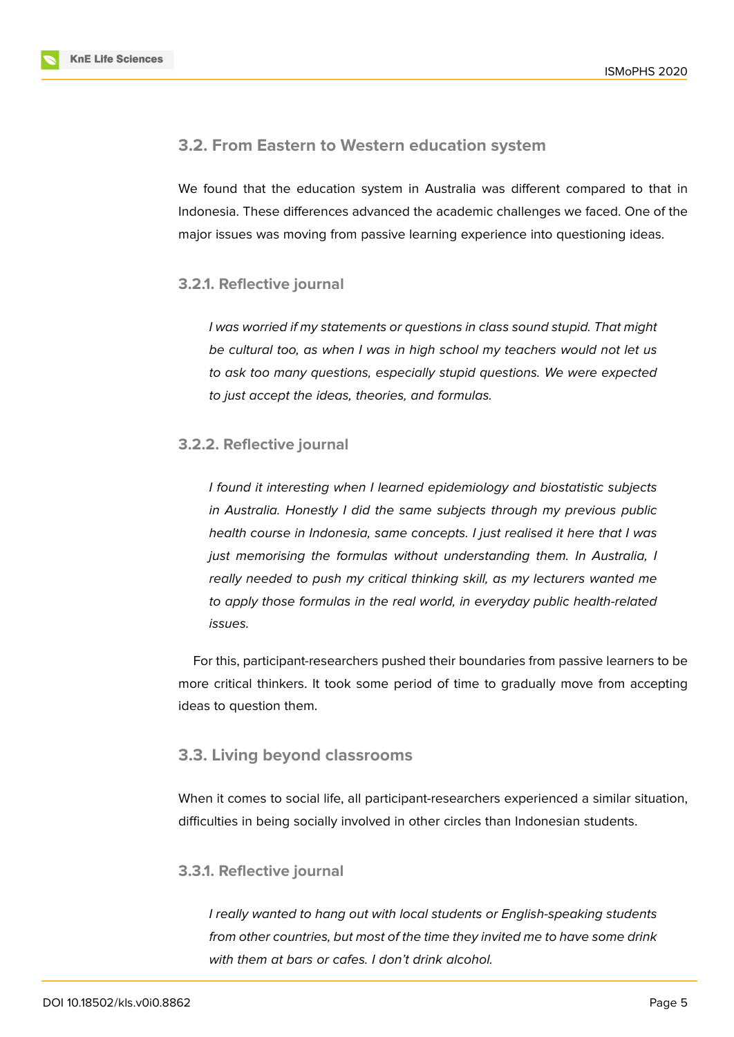### 3.2. From Eastern to Western education system

We found that the education system in Australia was different compared to that in Indonesia. These differences advanced the academic challenges we faced. One of the major issues was moving from passive learning experience into questioning ideas.

#### 3.2.1. Reflective journal

> *I was worried if my statements or questions in class sound stupid. That might be cultural too, as when I was in high school my teachers would not let us to ask too many questions, especially stupid questions. We were expected to just accept the ideas, theories, and formulas.*

#### 3.2.2. Reflective journal

> *I found it interesting when I learned epidemiology and biostatistic subjects in Australia. Honestly I did the same subjects through my previous public health course in Indonesia, same concepts. I just realised it here that I was just memorising the formulas without understanding them. In Australia, I really needed to push my critical thinking skill, as my lecturers wanted me to apply those formulas in the real world, in everyday public health-related issues.*

For this, participant-researchers pushed their boundaries from passive learners to be more critical thinkers. It took some period of time to gradually move from accepting ideas to question them.

### 3.3. Living beyond classrooms

When it comes to social life, all participant-researchers experienced a similar situation, difficulties in being socially involved in other circles than Indonesian students.

#### 3.3.1. Reflective journal

> *I really wanted to hang out with local students or English-speaking students from other countries, but most of the time they invited me to have some drink with them at bars or cafes. I don't drink alcohol.*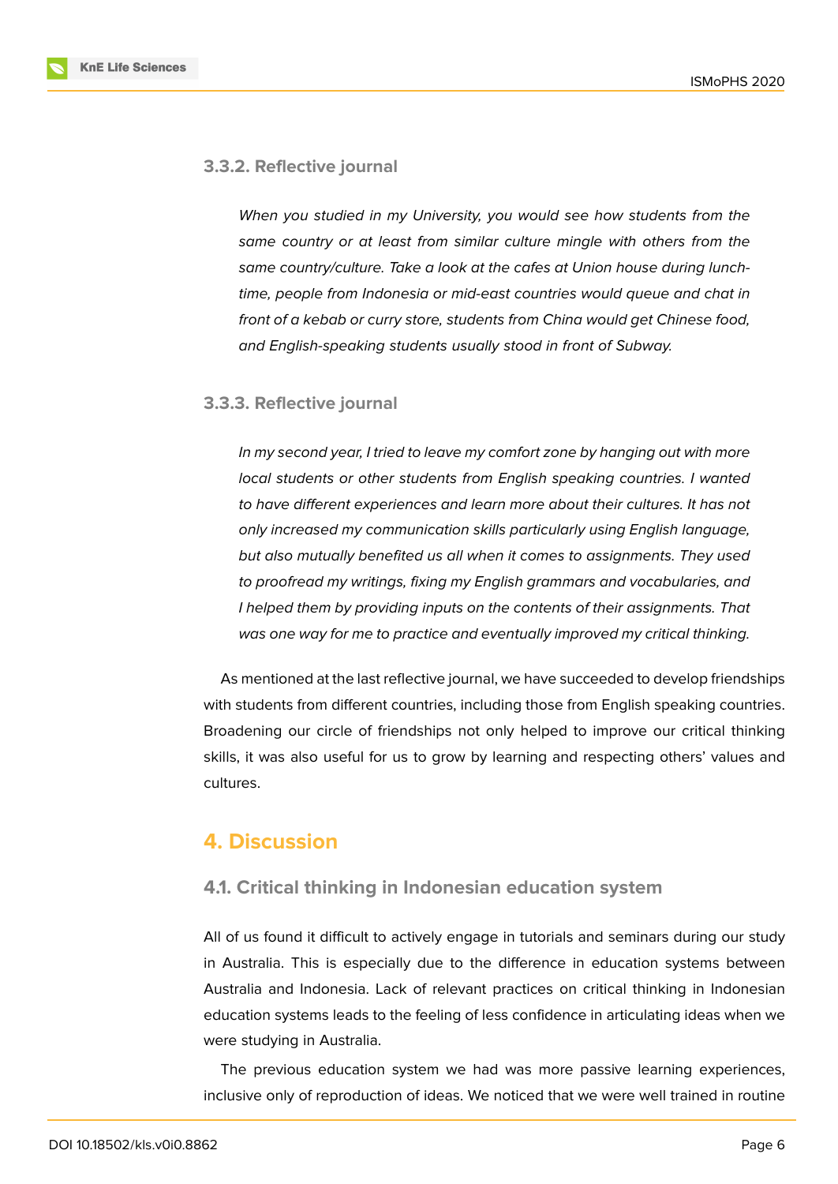#### 3.3.2. Reflective journal

> *When you studied in my University, you would see how students from the same country or at least from similar culture mingle with others from the same country/culture. Take a look at the cafes at Union house during lunch-time, people from Indonesia or mid-east countries would queue and chat in front of a kebab or curry store, students from China would get Chinese food, and English-speaking students usually stood in front of Subway.*

#### 3.3.3. Reflective journal

> *In my second year, I tried to leave my comfort zone by hanging out with more local students or other students from English speaking countries. I wanted to have different experiences and learn more about their cultures. It has not only increased my communication skills particularly using English language, but also mutually benefited us all when it comes to assignments. They used to proofread my writings, fixing my English grammars and vocabularies, and I helped them by providing inputs on the contents of their assignments. That was one way for me to practice and eventually improved my critical thinking.*

As mentioned at the last reflective journal, we have succeeded to develop friendships with students from different countries, including those from English speaking countries. Broadening our circle of friendships not only helped to improve our critical thinking skills, it was also useful for us to grow by learning and respecting others' values and cultures.

## 4. Discussion

### 4.1. Critical thinking in Indonesian education system

All of us found it difficult to actively engage in tutorials and seminars during our study in Australia. This is especially due to the difference in education systems between Australia and Indonesia. Lack of relevant practices on critical thinking in Indonesian education systems leads to the feeling of less confidence in articulating ideas when we were studying in Australia.

The previous education system we had was more passive learning experiences, inclusive only of reproduction of ideas. We noticed that we were well trained in routine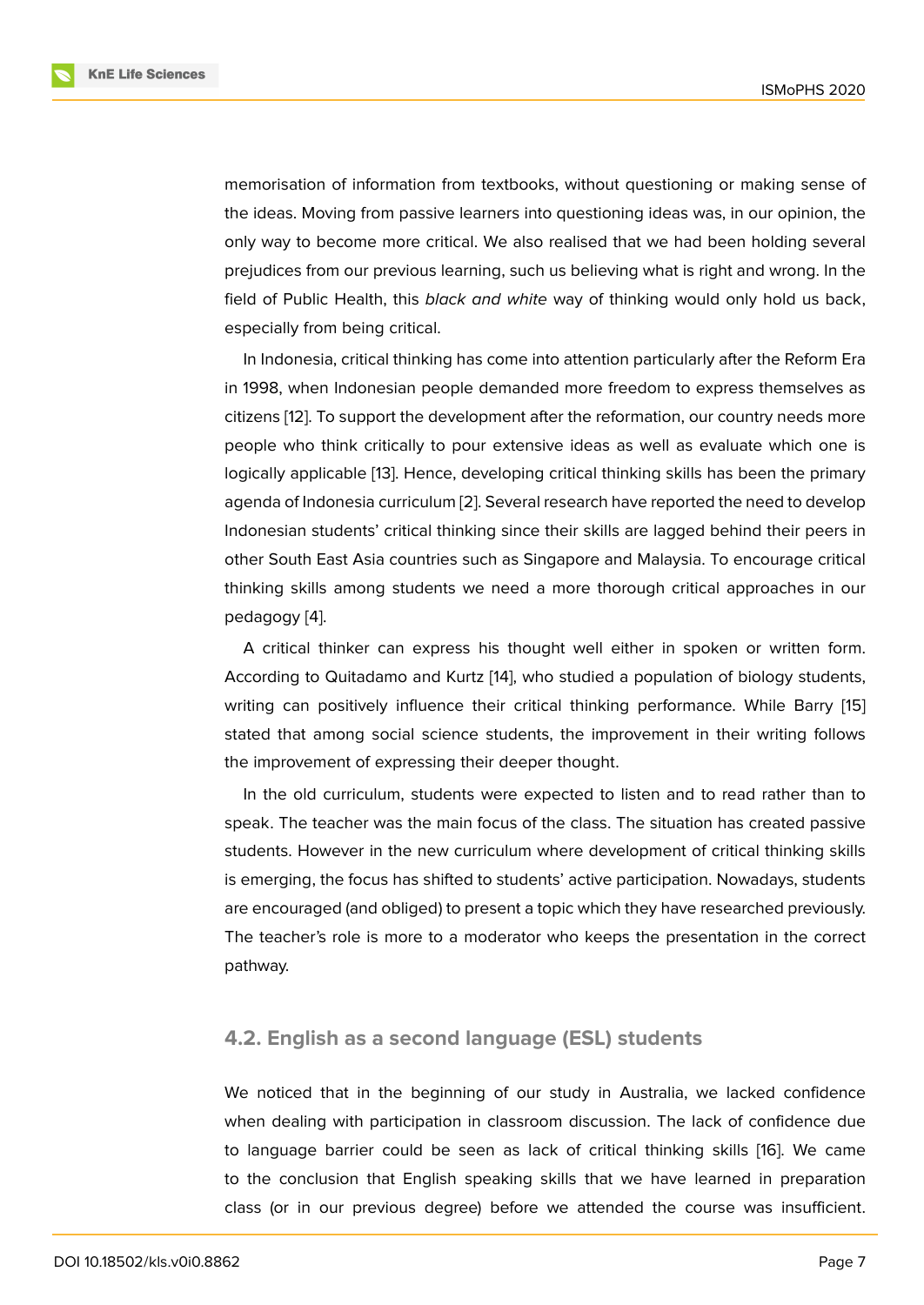memorisation of information from textbooks, without questioning or making sense of the ideas. Moving from passive learners into questioning ideas was, in our opinion, the only way to become more critical. We also realised that we had been holding several prejudices from our previous learning, such us believing what is right and wrong. In the field of Public Health, this *black and white* way of thinking would only hold us back, especially from being critical.

In Indonesia, critical thinking has come into attention particularly after the Reform Era in 1998, when Indonesian people demanded more freedom to express themselves as citizens [12]. To support the development after the reformation, our country needs more people who think critically to pour extensive ideas as well as evaluate which one is logically applicable [13]. Hence, developing critical thinking skills has been the primary agenda of Indonesia curriculum [2]. Several research have reported the need to develop Indonesian students' critical thinking since their skills are lagged behind their peers in other South East Asia countries such as Singapore and Malaysia. To encourage critical thinking skills among students we need a more thorough critical approaches in our pedagogy [4].

A critical thinker can express his thought well either in spoken or written form. According to Quitadamo and Kurtz [14], who studied a population of biology students, writing can positively influence their critical thinking performance. While Barry [15] stated that among social science students, the improvement in their writing follows the improvement of expressing their deeper thought.

In the old curriculum, students were expected to listen and to read rather than to speak. The teacher was the main focus of the class. The situation has created passive students. However in the new curriculum where development of critical thinking skills is emerging, the focus has shifted to students' active participation. Nowadays, students are encouraged (and obliged) to present a topic which they have researched previously. The teacher's role is more to a moderator who keeps the presentation in the correct pathway.

### 4.2. English as a second language (ESL) students

We noticed that in the beginning of our study in Australia, we lacked confidence when dealing with participation in classroom discussion. The lack of confidence due to language barrier could be seen as lack of critical thinking skills [16]. We came to the conclusion that English speaking skills that we have learned in preparation class (or in our previous degree) before we attended the course was insufficient.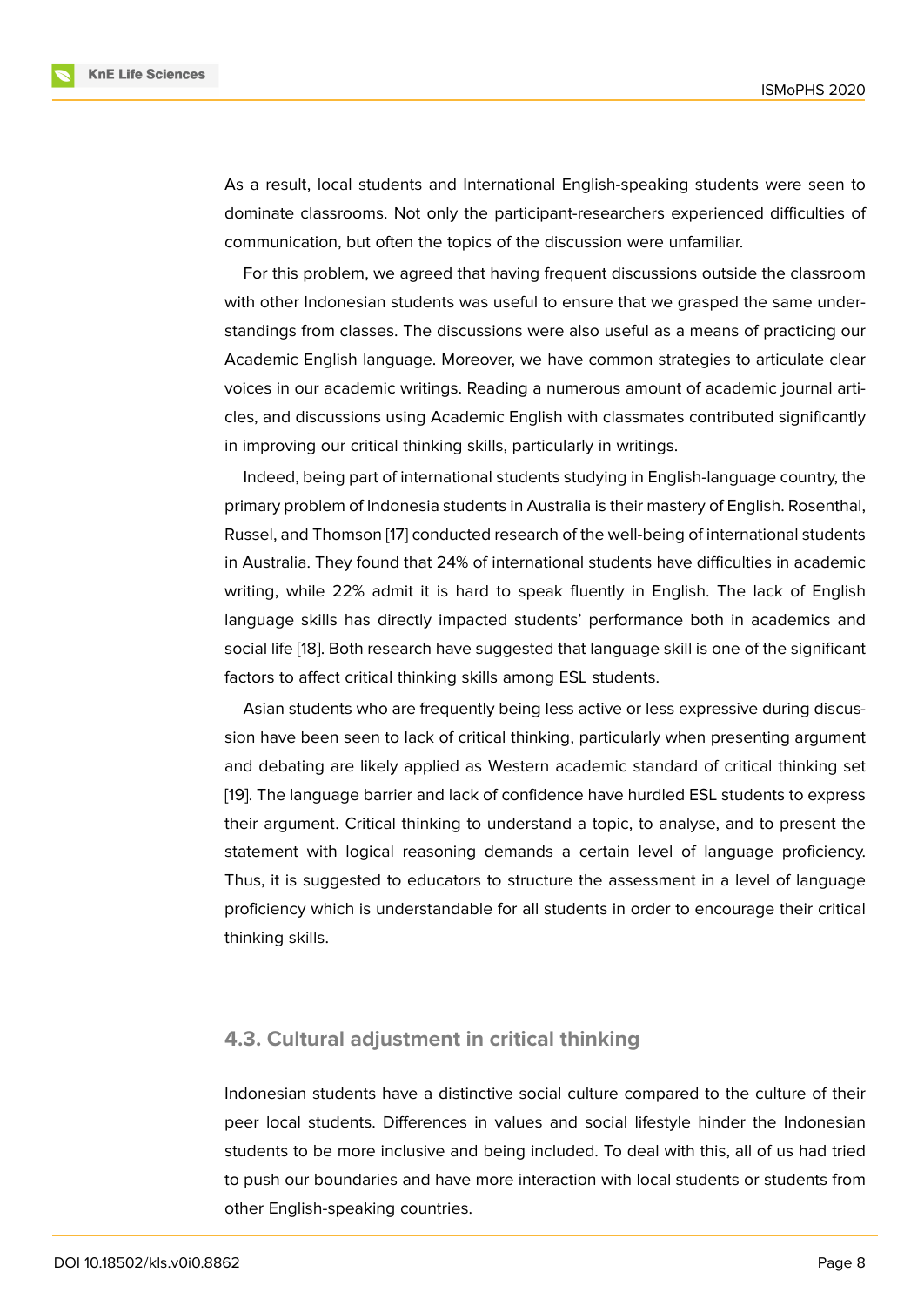As a result, local students and International English-speaking students were seen to dominate classrooms. Not only the participant-researchers experienced difficulties of communication, but often the topics of the discussion were unfamiliar.

For this problem, we agreed that having frequent discussions outside the classroom with other Indonesian students was useful to ensure that we grasped the same understandings from classes. The discussions were also useful as a means of practicing our Academic English language. Moreover, we have common strategies to articulate clear voices in our academic writings. Reading a numerous amount of academic journal articles, and discussions using Academic English with classmates contributed significantly in improving our critical thinking skills, particularly in writings.

Indeed, being part of international students studying in English-language country, the primary problem of Indonesia students in Australia is their mastery of English. Rosenthal, Russel, and Thomson [17] conducted research of the well-being of international students in Australia. They found that 24% of international students have difficulties in academic writing, while 22% admit it is hard to speak fluently in English. The lack of English language skills has directly impacted students' performance both in academics and social life [18]. Both research have suggested that language skill is one of the significant factors to affect critical thinking skills among ESL students.

Asian students who are frequently being less active or less expressive during discussion have been seen to lack of critical thinking, particularly when presenting argument and debating are likely applied as Western academic standard of critical thinking set [19]. The language barrier and lack of confidence have hurdled ESL students to express their argument. Critical thinking to understand a topic, to analyse, and to present the statement with logical reasoning demands a certain level of language proficiency. Thus, it is suggested to educators to structure the assessment in a level of language proficiency which is understandable for all students in order to encourage their critical thinking skills.

### 4.3. Cultural adjustment in critical thinking

Indonesian students have a distinctive social culture compared to the culture of their peer local students. Differences in values and social lifestyle hinder the Indonesian students to be more inclusive and being included. To deal with this, all of us had tried to push our boundaries and have more interaction with local students or students from other English-speaking countries.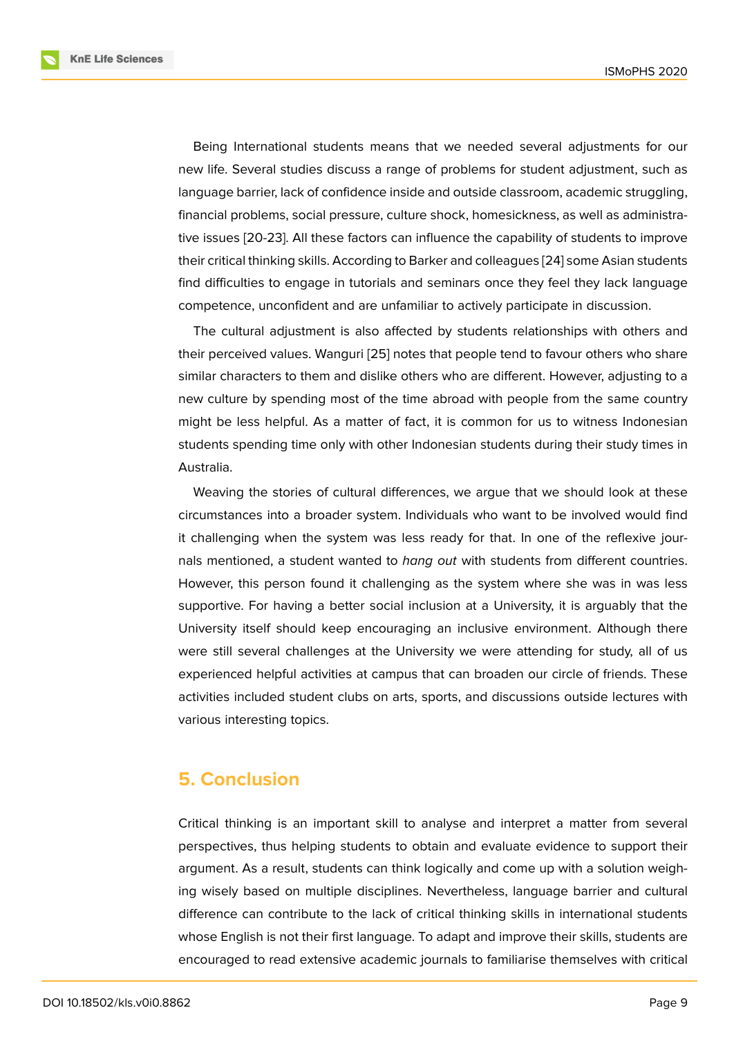Being International students means that we needed several adjustments for our new life. Several studies discuss a range of problems for student adjustment, such as language barrier, lack of confidence inside and outside classroom, academic struggling, financial problems, social pressure, culture shock, homesickness, as well as administrative issues [20-23]. All these factors can influence the capability of students to improve their critical thinking skills. According to Barker and colleagues [24] some Asian students find difficulties to engage in tutorials and seminars once they feel they lack language competence, unconfident and are unfamiliar to actively participate in discussion.

The cultural adjustment is also affected by students relationships with others and their perceived values. Wanguri [25] notes that people tend to favour others who share similar characters to them and dislike others who are different. However, adjusting to a new culture by spending most of the time abroad with people from the same country might be less helpful. As a matter of fact, it is common for us to witness Indonesian students spending time only with other Indonesian students during their study times in Australia.

Weaving the stories of cultural differences, we argue that we should look at these circumstances into a broader system. Individuals who want to be involved would find it challenging when the system was less ready for that. In one of the reflexive journals mentioned, a student wanted to *hang out* with students from different countries. However, this person found it challenging as the system where she was in was less supportive. For having a better social inclusion at a University, it is arguably that the University itself should keep encouraging an inclusive environment. Although there were still several challenges at the University we were attending for study, all of us experienced helpful activities at campus that can broaden our circle of friends. These activities included student clubs on arts, sports, and discussions outside lectures with various interesting topics.

## 5. Conclusion

Critical thinking is an important skill to analyse and interpret a matter from several perspectives, thus helping students to obtain and evaluate evidence to support their argument. As a result, students can think logically and come up with a solution weighing wisely based on multiple disciplines. Nevertheless, language barrier and cultural difference can contribute to the lack of critical thinking skills in international students whose English is not their first language. To adapt and improve their skills, students are encouraged to read extensive academic journals to familiarise themselves with critical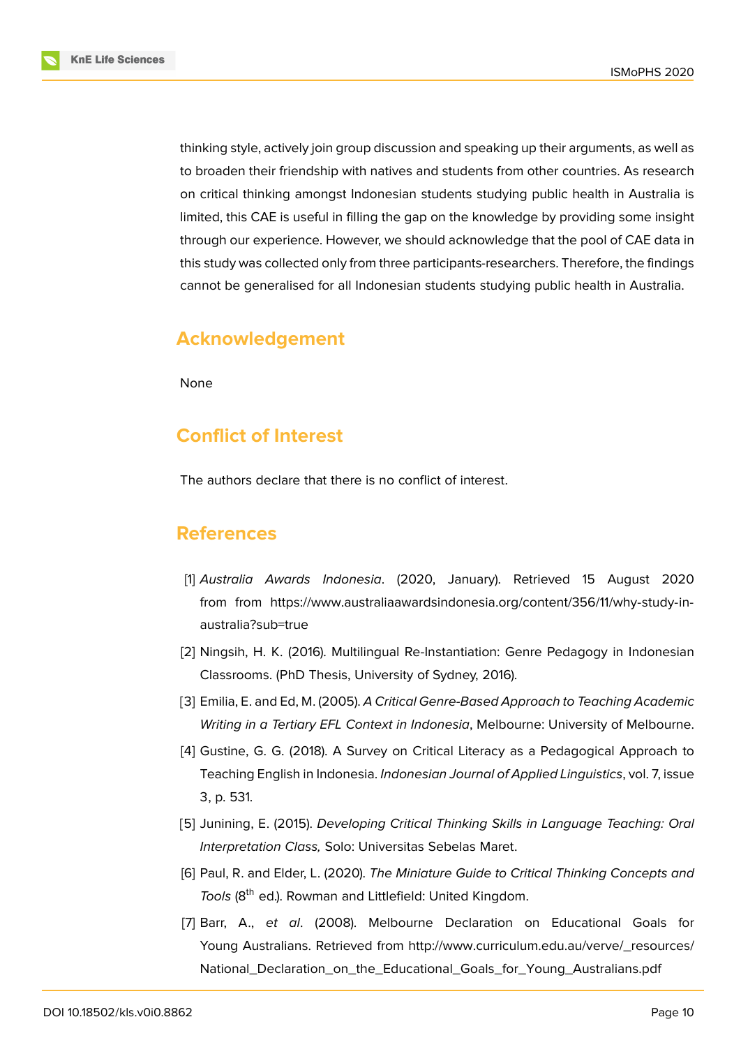thinking style, actively join group discussion and speaking up their arguments, as well as to broaden their friendship with natives and students from other countries. As research on critical thinking amongst Indonesian students studying public health in Australia is limited, this CAE is useful in filling the gap on the knowledge by providing some insight through our experience. However, we should acknowledge that the pool of CAE data in this study was collected only from three participants-researchers. Therefore, the findings cannot be generalised for all Indonesian students studying public health in Australia.

## Acknowledgement

None

## Conflict of Interest

The authors declare that there is no conflict of interest.

## References

[1] *Australia Awards Indonesia*. (2020, January). Retrieved 15 August 2020 from from https://www.australiaawardsindonesia.org/content/356/11/why-study-in-australia?sub=true

[2] Ningsih, H. K. (2016). Multilingual Re-Instantiation: Genre Pedagogy in Indonesian Classrooms. (PhD Thesis, University of Sydney, 2016).

[3] Emilia, E. and Ed, M. (2005). *A Critical Genre-Based Approach to Teaching Academic Writing in a Tertiary EFL Context in Indonesia*, Melbourne: University of Melbourne.

[4] Gustine, G. G. (2018). A Survey on Critical Literacy as a Pedagogical Approach to Teaching English in Indonesia. *Indonesian Journal of Applied Linguistics*, vol. 7, issue 3, p. 531.

[5] Junining, E. (2015). *Developing Critical Thinking Skills in Language Teaching: Oral Interpretation Class,* Solo: Universitas Sebelas Maret.

[6] Paul, R. and Elder, L. (2020). *The Miniature Guide to Critical Thinking Concepts and Tools* (8th ed.). Rowman and Littlefield: United Kingdom.

[7] Barr, A., *et al*. (2008). Melbourne Declaration on Educational Goals for Young Australians. Retrieved from http://www.curriculum.edu.au/verve/_resources/National_Declaration_on_the_Educational_Goals_for_Young_Australians.pdf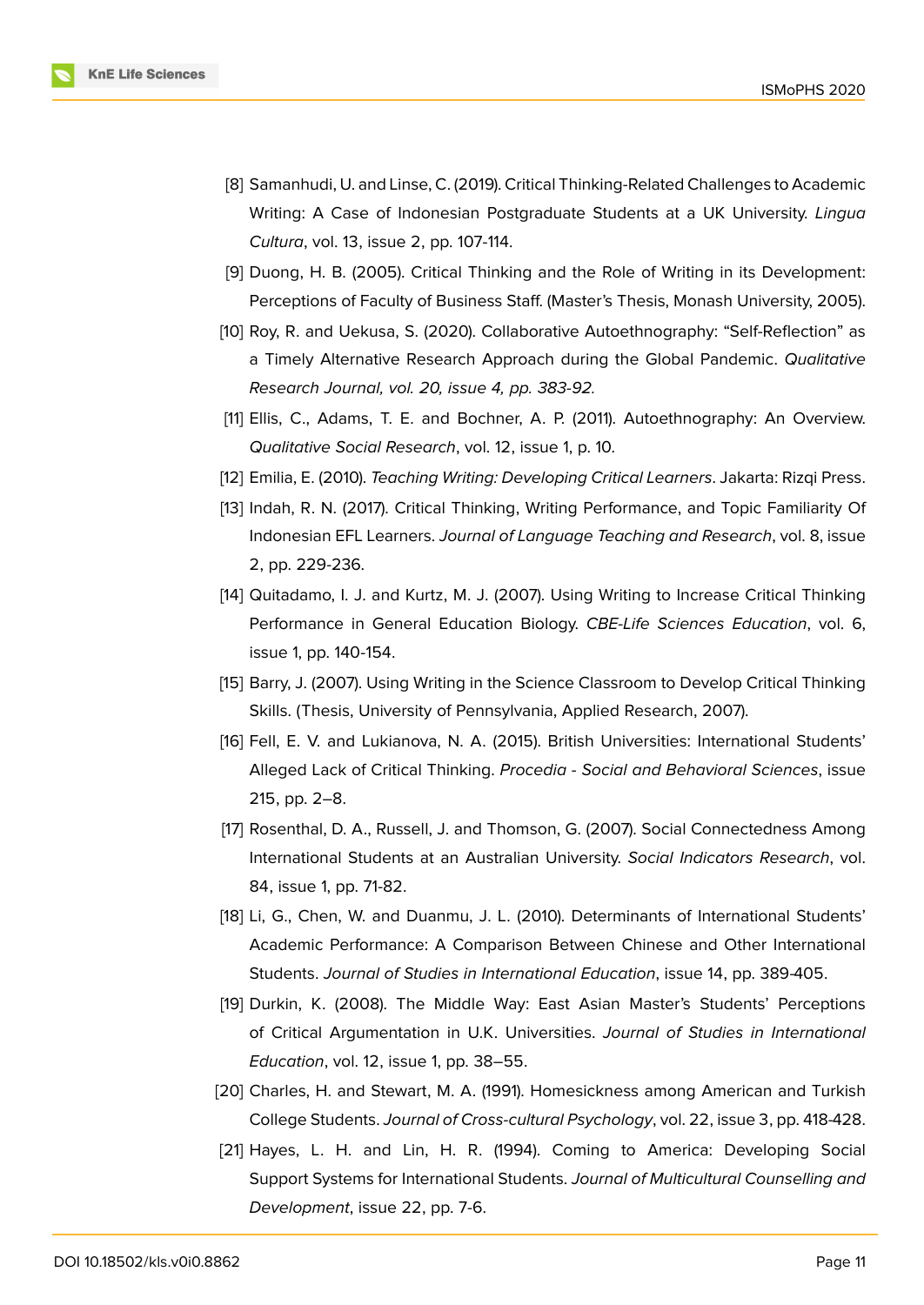[8] Samanhudi, U. and Linse, C. (2019). Critical Thinking-Related Challenges to Academic Writing: A Case of Indonesian Postgraduate Students at a UK University. *Lingua Cultura*, vol. 13, issue 2, pp. 107-114.

[9] Duong, H. B. (2005). Critical Thinking and the Role of Writing in its Development: Perceptions of Faculty of Business Staff. (Master's Thesis, Monash University, 2005).

[10] Roy, R. and Uekusa, S. (2020). Collaborative Autoethnography: "Self-Reflection" as a Timely Alternative Research Approach during the Global Pandemic. *Qualitative Research Journal, vol. 20, issue 4, pp. 383-92*.

[11] Ellis, C., Adams, T. E. and Bochner, A. P. (2011). Autoethnography: An Overview. *Qualitative Social Research*, vol. 12, issue 1, p. 10.

[12] Emilia, E. (2010). *Teaching Writing: Developing Critical Learners*. Jakarta: Rizqi Press.

[13] Indah, R. N. (2017). Critical Thinking, Writing Performance, and Topic Familiarity Of Indonesian EFL Learners. *Journal of Language Teaching and Research*, vol. 8, issue 2, pp. 229-236.

[14] Quitadamo, I. J. and Kurtz, M. J. (2007). Using Writing to Increase Critical Thinking Performance in General Education Biology. *CBE-Life Sciences Education*, vol. 6, issue 1, pp. 140-154.

[15] Barry, J. (2007). Using Writing in the Science Classroom to Develop Critical Thinking Skills. (Thesis, University of Pennsylvania, Applied Research, 2007).

[16] Fell, E. V. and Lukianova, N. A. (2015). British Universities: International Students' Alleged Lack of Critical Thinking. *Procedia - Social and Behavioral Sciences*, issue 215, pp. 2–8.

[17] Rosenthal, D. A., Russell, J. and Thomson, G. (2007). Social Connectedness Among International Students at an Australian University. *Social Indicators Research*, vol. 84, issue 1, pp. 71-82.

[18] Li, G., Chen, W. and Duanmu, J. L. (2010). Determinants of International Students' Academic Performance: A Comparison Between Chinese and Other International Students. *Journal of Studies in International Education*, issue 14, pp. 389-405.

[19] Durkin, K. (2008). The Middle Way: East Asian Master's Students' Perceptions of Critical Argumentation in U.K. Universities. *Journal of Studies in International Education*, vol. 12, issue 1, pp. 38–55.

[20] Charles, H. and Stewart, M. A. (1991). Homesickness among American and Turkish College Students. *Journal of Cross-cultural Psychology*, vol. 22, issue 3, pp. 418-428.

[21] Hayes, L. H. and Lin, H. R. (1994). Coming to America: Developing Social Support Systems for International Students. *Journal of Multicultural Counselling and Development*, issue 22, pp. 7-6.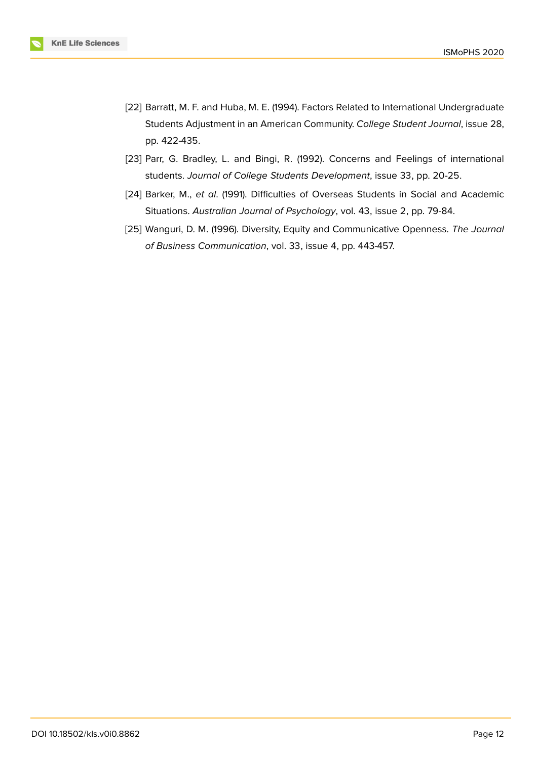[22] Barratt, M. F. and Huba, M. E. (1994). Factors Related to International Undergraduate Students Adjustment in an American Community. *College Student Journal*, issue 28, pp. 422-435.

[23] Parr, G. Bradley, L. and Bingi, R. (1992). Concerns and Feelings of international students. *Journal of College Students Development*, issue 33, pp. 20-25.

[24] Barker, M., *et al*. (1991). Difficulties of Overseas Students in Social and Academic Situations. *Australian Journal of Psychology*, vol. 43, issue 2, pp. 79-84.

[25] Wanguri, D. M. (1996). Diversity, Equity and Communicative Openness. *The Journal of Business Communication*, vol. 33, issue 4, pp. 443-457.